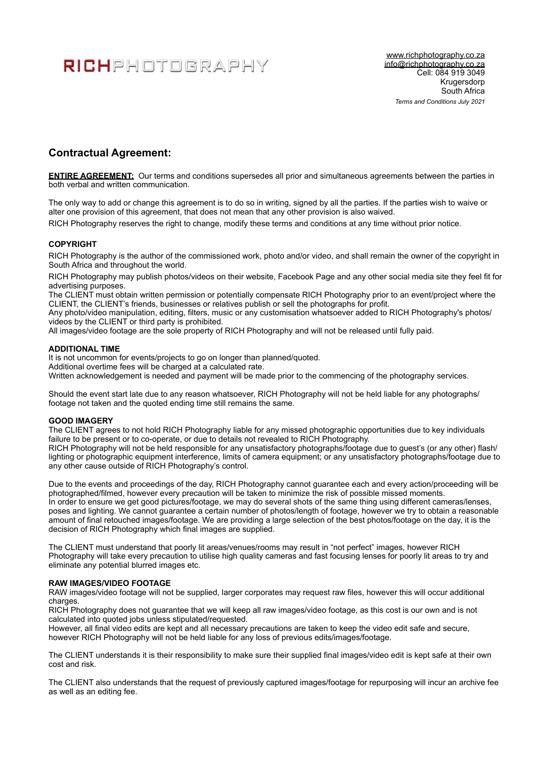RICHPHOTOGRAPHY

www.richphotography.co.za
info@richphotography.co.za
Cell: 084 919 3049
Krugersdorp
South Africa
*Terms and Conditions July 2021*

## Contractual Agreement:

**ENTIRE AGREEMENT:** Our terms and conditions supersedes all prior and simultaneous agreements between the parties in both verbal and written communication.

The only way to add or change this agreement is to do so in writing, signed by all the parties. If the parties wish to waive or alter one provision of this agreement, that does not mean that any other provision is also waived.

RICH Photography reserves the right to change, modify these terms and conditions at any time without prior notice.

### COPYRIGHT

RICH Photography is the author of the commissioned work, photo and/or video, and shall remain the owner of the copyright in South Africa and throughout the world.

RICH Photography may publish photos/videos on their website, Facebook Page and any other social media site they feel fit for advertising purposes.
The CLIENT must obtain written permission or potentially compensate RICH Photography prior to an event/project where the CLIENT, the CLIENT's friends, businesses or relatives publish or sell the photographs for profit.
Any photo/video manipulation, editing, filters, music or any customisation whatsoever added to RICH Photography's photos/videos by the CLIENT or third party is prohibited.
All images/video footage are the sole property of RICH Photography and will not be released until fully paid.

### ADDITIONAL TIME

It is not uncommon for events/projects to go on longer than planned/quoted.
Additional overtime fees will be charged at a calculated rate.
Written acknowledgement is needed and payment will be made prior to the commencing of the photography services.

Should the event start late due to any reason whatsoever, RICH Photography will not be held liable for any photographs/footage not taken and the quoted ending time still remains the same.

### GOOD IMAGERY

The CLIENT agrees to not hold RICH Photography liable for any missed photographic opportunities due to key individuals failure to be present or to co-operate, or due to details not revealed to RICH Photography.
RICH Photography will not be held responsible for any unsatisfactory photographs/footage due to guest's (or any other) flash/lighting or photographic equipment interference, limits of camera equipment; or any unsatisfactory photographs/footage due to any other cause outside of RICH Photography's control.

Due to the events and proceedings of the day, RICH Photography cannot guarantee each and every action/proceeding will be photographed/filmed, however every precaution will be taken to minimize the risk of possible missed moments.
In order to ensure we get good pictures/footage, we may do several shots of the same thing using different cameras/lenses, poses and lighting. We cannot guarantee a certain number of photos/length of footage, however we try to obtain a reasonable amount of final retouched images/footage. We are providing a large selection of the best photos/footage on the day, it is the decision of RICH Photography which final images are supplied.

The CLIENT must understand that poorly lit areas/venues/rooms may result in "not perfect" images, however RICH Photography will take every precaution to utilise high quality cameras and fast focusing lenses for poorly lit areas to try and eliminate any potential blurred images etc.

### RAW IMAGES/VIDEO FOOTAGE

RAW images/video footage will not be supplied, larger corporates may request raw files, however this will occur additional charges.
RICH Photography does not guarantee that we will keep all raw images/video footage, as this cost is our own and is not calculated into quoted jobs unless stipulated/requested.
However, all final video edits are kept and all necessary precautions are taken to keep the video edit safe and secure, however RICH Photography will not be held liable for any loss of previous edits/images/footage.

The CLIENT understands it is their responsibility to make sure their supplied final images/video edit is kept safe at their own cost and risk.

The CLIENT also understands that the request of previously captured images/footage for repurposing will incur an archive fee as well as an editing fee.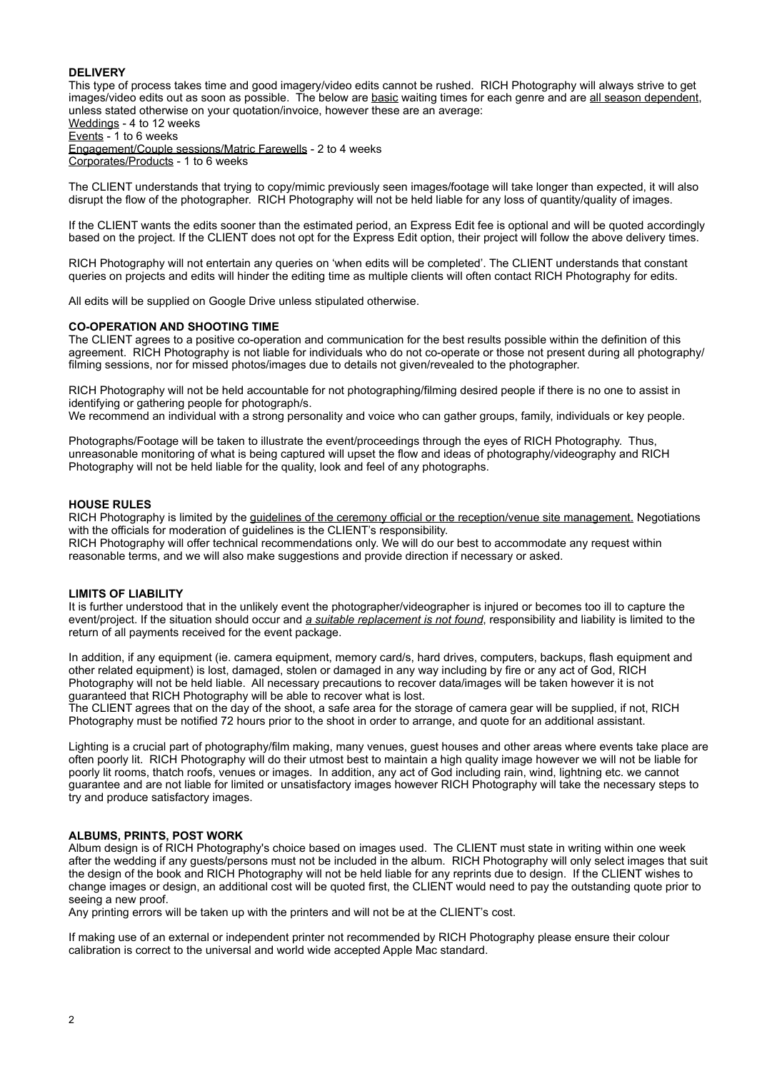**DELIVERY**

This type of process takes time and good imagery/video edits cannot be rushed. RICH Photography will always strive to get images/video edits out as soon as possible. The below are basic waiting times for each genre and are all season dependent, unless stated otherwise on your quotation/invoice, however these are an average:

Weddings - 4 to 12 weeks
Events - 1 to 6 weeks
Engagement/Couple sessions/Matric Farewells - 2 to 4 weeks
Corporates/Products - 1 to 6 weeks

The CLIENT understands that trying to copy/mimic previously seen images/footage will take longer than expected, it will also disrupt the flow of the photographer. RICH Photography will not be held liable for any loss of quantity/quality of images.

If the CLIENT wants the edits sooner than the estimated period, an Express Edit fee is optional and will be quoted accordingly based on the project. If the CLIENT does not opt for the Express Edit option, their project will follow the above delivery times.

RICH Photography will not entertain any queries on 'when edits will be completed'. The CLIENT understands that constant queries on projects and edits will hinder the editing time as multiple clients will often contact RICH Photography for edits.

All edits will be supplied on Google Drive unless stipulated otherwise.

**CO-OPERATION AND SHOOTING TIME**

The CLIENT agrees to a positive co-operation and communication for the best results possible within the definition of this agreement. RICH Photography is not liable for individuals who do not co-operate or those not present during all photography/ filming sessions, nor for missed photos/images due to details not given/revealed to the photographer.

RICH Photography will not be held accountable for not photographing/filming desired people if there is no one to assist in identifying or gathering people for photograph/s.
We recommend an individual with a strong personality and voice who can gather groups, family, individuals or key people.

Photographs/Footage will be taken to illustrate the event/proceedings through the eyes of RICH Photography. Thus, unreasonable monitoring of what is being captured will upset the flow and ideas of photography/videography and RICH Photography will not be held liable for the quality, look and feel of any photographs.

**HOUSE RULES**

RICH Photography is limited by the guidelines of the ceremony official or the reception/venue site management. Negotiations with the officials for moderation of guidelines is the CLIENT's responsibility.
RICH Photography will offer technical recommendations only. We will do our best to accommodate any request within reasonable terms, and we will also make suggestions and provide direction if necessary or asked.

**LIMITS OF LIABILITY**

It is further understood that in the unlikely event the photographer/videographer is injured or becomes too ill to capture the event/project. If the situation should occur and ***a suitable replacement is not found***, responsibility and liability is limited to the return of all payments received for the event package.

In addition, if any equipment (ie. camera equipment, memory card/s, hard drives, computers, backups, flash equipment and other related equipment) is lost, damaged, stolen or damaged in any way including by fire or any act of God, RICH Photography will not be held liable. All necessary precautions to recover data/images will be taken however it is not guaranteed that RICH Photography will be able to recover what is lost.
The CLIENT agrees that on the day of the shoot, a safe area for the storage of camera gear will be supplied, if not, RICH Photography must be notified 72 hours prior to the shoot in order to arrange, and quote for an additional assistant.

Lighting is a crucial part of photography/film making, many venues, guest houses and other areas where events take place are often poorly lit. RICH Photography will do their utmost best to maintain a high quality image however we will not be liable for poorly lit rooms, thatch roofs, venues or images. In addition, any act of God including rain, wind, lightning etc. we cannot guarantee and are not liable for limited or unsatisfactory images however RICH Photography will take the necessary steps to try and produce satisfactory images.

**ALBUMS, PRINTS, POST WORK**

Album design is of RICH Photography's choice based on images used. The CLIENT must state in writing within one week after the wedding if any guests/persons must not be included in the album. RICH Photography will only select images that suit the design of the book and RICH Photography will not be held liable for any reprints due to design. If the CLIENT wishes to change images or design, an additional cost will be quoted first, the CLIENT would need to pay the outstanding quote prior to seeing a new proof.
Any printing errors will be taken up with the printers and will not be at the CLIENT's cost.

If making use of an external or independent printer not recommended by RICH Photography please ensure their colour calibration is correct to the universal and world wide accepted Apple Mac standard.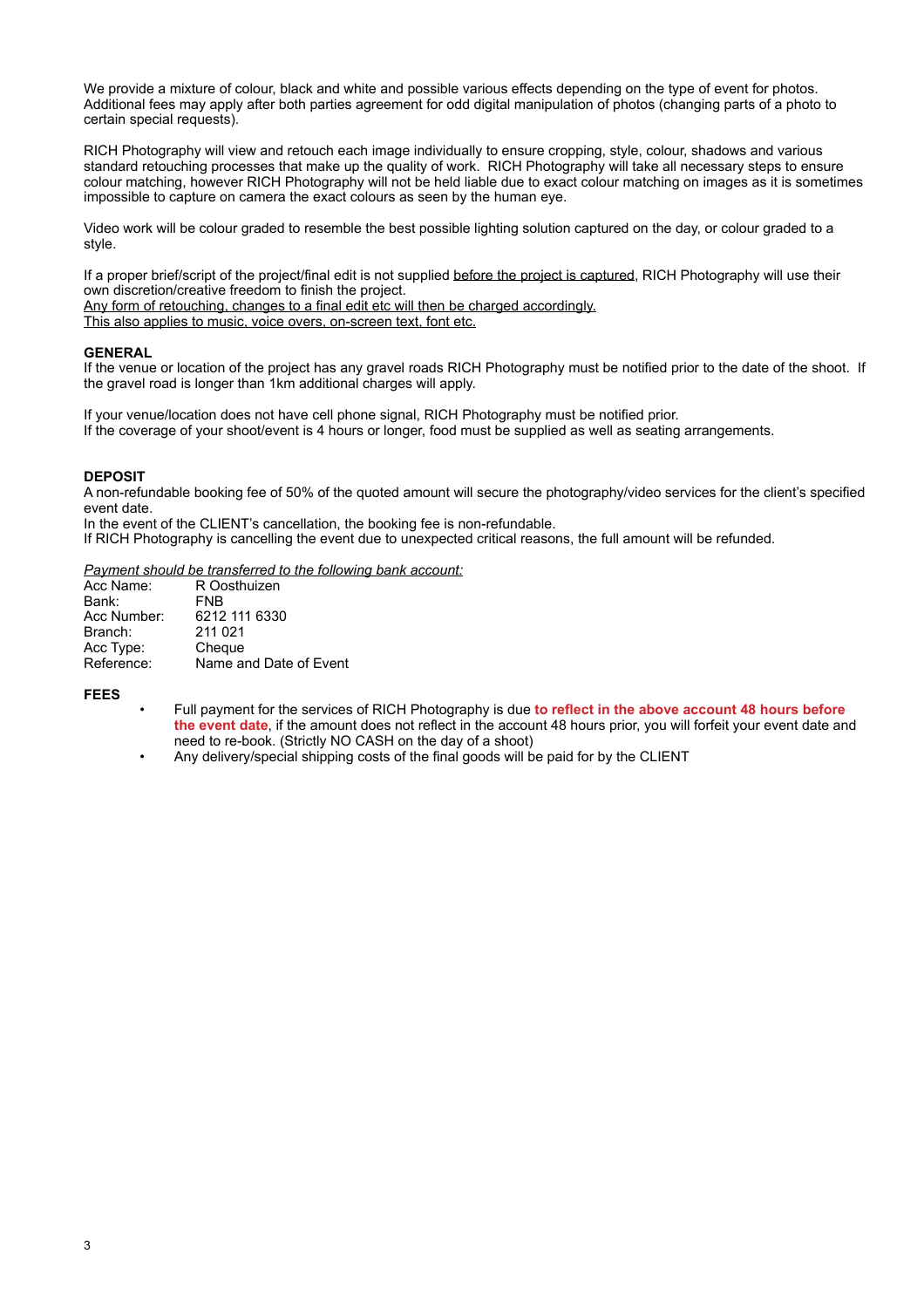We provide a mixture of colour, black and white and possible various effects depending on the type of event for photos. Additional fees may apply after both parties agreement for odd digital manipulation of photos (changing parts of a photo to certain special requests).

RICH Photography will view and retouch each image individually to ensure cropping, style, colour, shadows and various standard retouching processes that make up the quality of work. RICH Photography will take all necessary steps to ensure colour matching, however RICH Photography will not be held liable due to exact colour matching on images as it is sometimes impossible to capture on camera the exact colours as seen by the human eye.

Video work will be colour graded to resemble the best possible lighting solution captured on the day, or colour graded to a style.

If a proper brief/script of the project/final edit is not supplied <u>before the project is captured</u>, RICH Photography will use their own discretion/creative freedom to finish the project.
<u>Any form of retouching, changes to a final edit etc will then be charged accordingly.</u>
<u>This also applies to music, voice overs, on-screen text, font etc.</u>

**GENERAL**
If the venue or location of the project has any gravel roads RICH Photography must be notified prior to the date of the shoot. If the gravel road is longer than 1km additional charges will apply.

If your venue/location does not have cell phone signal, RICH Photography must be notified prior.
If the coverage of your shoot/event is 4 hours or longer, food must be supplied as well as seating arrangements.

**DEPOSIT**
A non-refundable booking fee of 50% of the quoted amount will secure the photography/video services for the client's specified event date.
In the event of the CLIENT's cancellation, the booking fee is non-refundable.
If RICH Photography is cancelling the event due to unexpected critical reasons, the full amount will be refunded.

*<u>Payment should be transferred to the following bank account:</u>*

| | |
|---|---|
| Acc Name: | R Oosthuizen |
| Bank: | FNB |
| Acc Number: | 6212 111 6330 |
| Branch: | 211 021 |
| Acc Type: | Cheque |
| Reference: | Name and Date of Event |

**FEES**

- Full payment for the services of RICH Photography is due **to reflect in the above account 48 hours before the event date**, if the amount does not reflect in the account 48 hours prior, you will forfeit your event date and need to re-book. (Strictly NO CASH on the day of a shoot)
- Any delivery/special shipping costs of the final goods will be paid for by the CLIENT